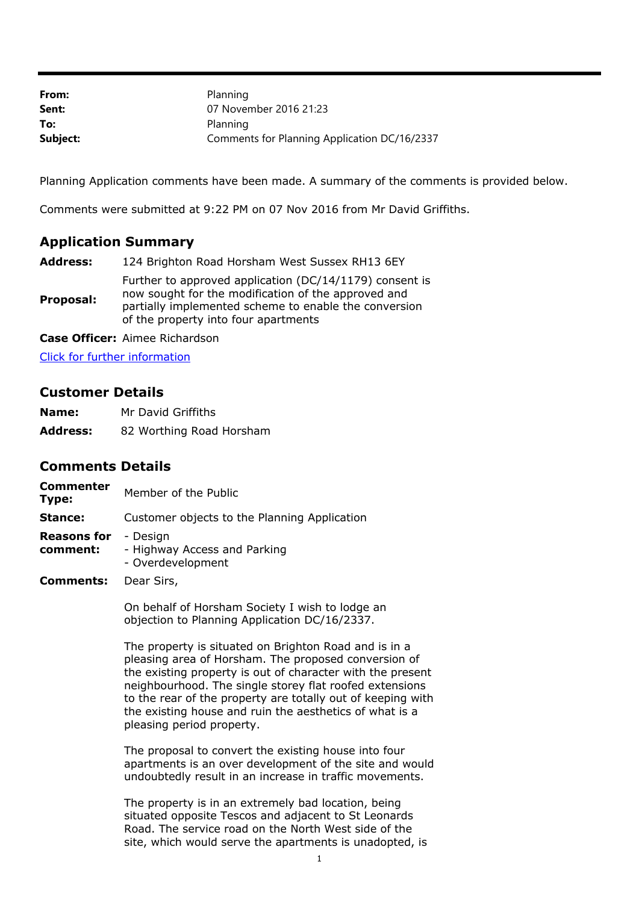| | |
|---|---|
| **From:** | Planning |
| **Sent:** | 07 November 2016 21:23 |
| **To:** | Planning |
| **Subject:** | Comments for Planning Application DC/16/2337 |

Planning Application comments have been made. A summary of the comments is provided below.

Comments were submitted at 9:22 PM on 07 Nov 2016 from Mr David Griffiths.

## Application Summary

| | |
|---|---|
| **Address:** | 124 Brighton Road Horsham West Sussex RH13 6EY |
| **Proposal:** | Further to approved application (DC/14/1179) consent is now sought for the modification of the approved and partially implemented scheme to enable the conversion of the property into four apartments |
| **Case Officer:** | Aimee Richardson |

[Click for further information]

## Customer Details

| | |
|---|---|
| **Name:** | Mr David Griffiths |
| **Address:** | 82 Worthing Road Horsham |

## Comments Details

| | |
|---|---|
| **Commenter Type:** | Member of the Public |
| **Stance:** | Customer objects to the Planning Application |
| **Reasons for comment:** | - Design<br>- Highway Access and Parking<br>- Overdevelopment |
| **Comments:** | Dear Sirs, |

On behalf of Horsham Society I wish to lodge an objection to Planning Application DC/16/2337.

The property is situated on Brighton Road and is in a pleasing area of Horsham. The proposed conversion of the existing property is out of character with the present neighbourhood. The single storey flat roofed extensions to the rear of the property are totally out of keeping with the existing house and ruin the aesthetics of what is a pleasing period property.

The proposal to convert the existing house into four apartments is an over development of the site and would undoubtedly result in an increase in traffic movements.

The property is in an extremely bad location, being situated opposite Tescos and adjacent to St Leonards Road. The service road on the North West side of the site, which would serve the apartments is unadopted, is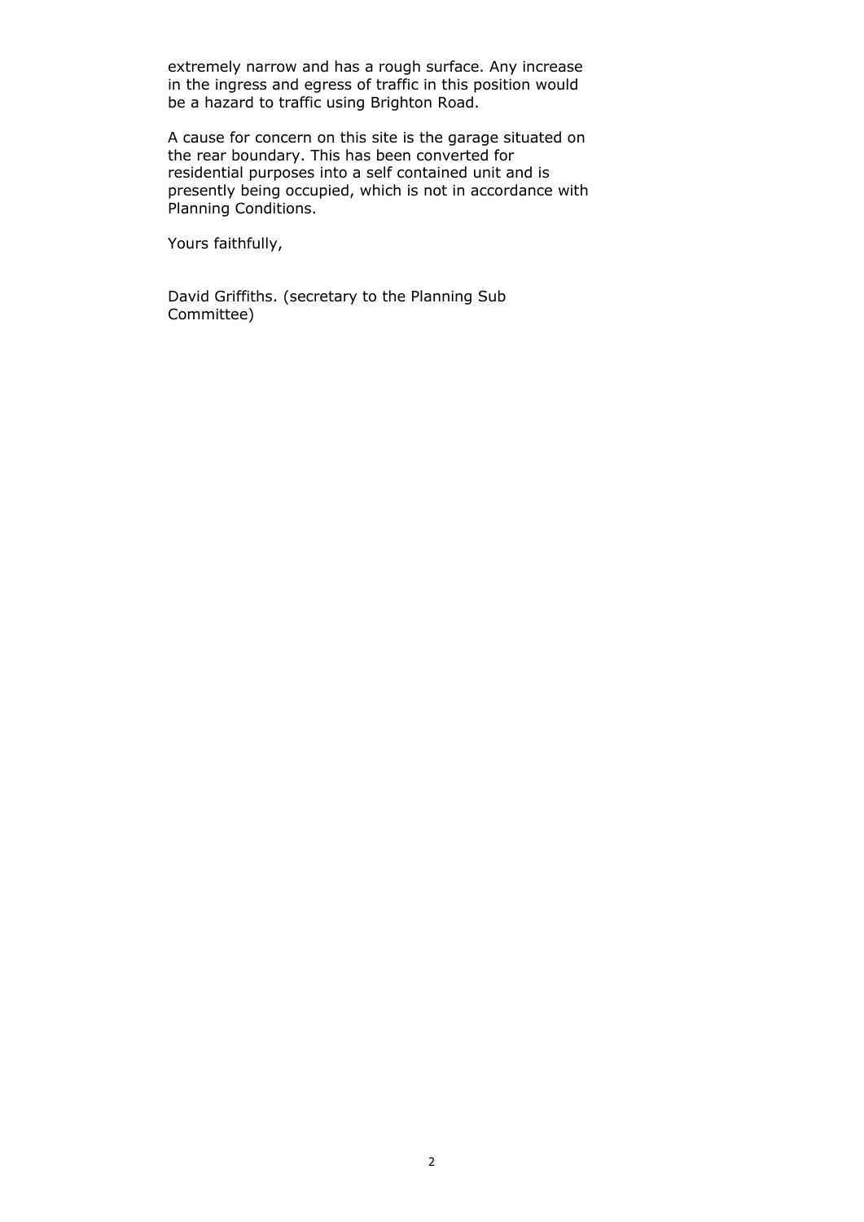extremely narrow and has a rough surface. Any increase in the ingress and egress of traffic in this position would be a hazard to traffic using Brighton Road.

A cause for concern on this site is the garage situated on the rear boundary. This has been converted for residential purposes into a self contained unit and is presently being occupied, which is not in accordance with Planning Conditions.

Yours faithfully,

David Griffiths. (secretary to the Planning Sub Committee)